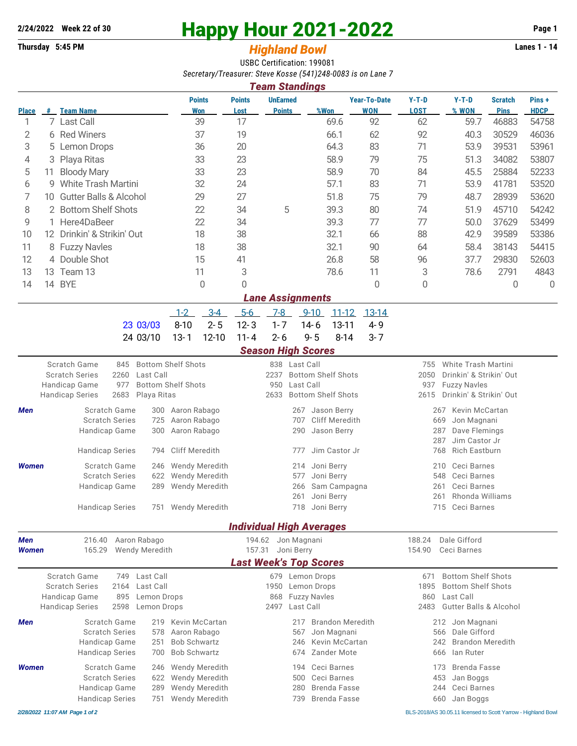**2/24/2022 Week 22 of 30**

**Thursday 5:45 PM**

# Happy Hour 2021-2022

## *Highland Bowl*

**Lanes 1 - 14**

USBC Certification: 199081

*Secretary/Treasurer: Steve Kosse (541)248-0083 is on Lane 7*

### *Team Standings*

| Place | # | Team Name | Points Won | Points Lost | UnEarned Points | %Won | Year-To-Date WON | Y-T-D LOST | Y-T-D % WON | Scratch Pins | Pins + HDCP |
|---|---|---|---|---|---|---|---|---|---|---|---|
| 1 | 7 | Last Call | 39 | 17 | | 69.6 | 92 | 62 | 59.7 | 46883 | 54758 |
| 2 | 6 | Red Winers | 37 | 19 | | 66.1 | 62 | 92 | 40.3 | 30529 | 46036 |
| 3 | 5 | Lemon Drops | 36 | 20 | | 64.3 | 83 | 71 | 53.9 | 39531 | 53961 |
| 4 | 3 | Playa Ritas | 33 | 23 | | 58.9 | 79 | 75 | 51.3 | 34082 | 53807 |
| 5 | 11 | Bloody Mary | 33 | 23 | | 58.9 | 70 | 84 | 45.5 | 25884 | 52233 |
| 6 | 9 | White Trash Martini | 32 | 24 | | 57.1 | 83 | 71 | 53.9 | 41781 | 53520 |
| 7 | 10 | Gutter Balls & Alcohol | 29 | 27 | | 51.8 | 75 | 79 | 48.7 | 28939 | 53620 |
| 8 | 2 | Bottom Shelf Shots | 22 | 34 | 5 | 39.3 | 80 | 74 | 51.9 | 45710 | 54242 |
| 9 | 1 | Here4DaBeer | 22 | 34 | | 39.3 | 77 | 77 | 50.0 | 37629 | 53499 |
| 10 | 12 | Drinkin' & Strikin' Out | 18 | 38 | | 32.1 | 66 | 88 | 42.9 | 39589 | 53386 |
| 11 | 8 | Fuzzy Navles | 18 | 38 | | 32.1 | 90 | 64 | 58.4 | 38143 | 54415 |
| 12 | 4 | Double Shot | 15 | 41 | | 26.8 | 58 | 96 | 37.7 | 29830 | 52603 |
| 13 | 13 | Team 13 | 11 | 3 | | 78.6 | 11 | 3 | 78.6 | 2791 | 4843 |
| 14 | 14 | BYE | 0 | 0 | | | 0 | 0 | | 0 | 0 |

### *Lane Assignments*

| | 1-2 | 3-4 | 5-6 | 7-8 | 9-10 | 11-12 | 13-14 |
|---|---|---|---|---|---|---|---|
| 23 03/03 | 8-10 | 2- 5 | 12- 3 | 1- 7 | 14- 6 | 13-11 | 4- 9 |
| 24 03/10 | 13- 1 | 12-10 | 11- 4 | 2- 6 | 9- 5 | 8-14 | 3- 7 |

### *Season High Scores*

| | | | | | | |
|---|---|---|---|---|---|---|
| Scratch Game | 845 | Bottom Shelf Shots | 838 | Last Call | 755 | White Trash Martini |
| Scratch Series | 2260 | Last Call | 2237 | Bottom Shelf Shots | 2050 | Drinkin' & Strikin' Out |
| Handicap Game | 977 | Bottom Shelf Shots | 950 | Last Call | 937 | Fuzzy Navles |
| Handicap Series | 2683 | Playa Ritas | 2633 | Bottom Shelf Shots | 2615 | Drinkin' & Strikin' Out |

**Men**

| | | | | | | |
|---|---|---|---|---|---|---|
| Scratch Game | 300 | Aaron Rabago | 267 | Jason Berry | 267 | Kevin McCartan |
| Scratch Series | 725 | Aaron Rabago | 707 | Cliff Meredith | 669 | Jon Magnani |
| Handicap Game | 300 | Aaron Rabago | 290 | Jason Berry | 287 | Dave Flemings |
| | | | | | 287 | Jim Castor Jr |
| Handicap Series | 794 | Cliff Meredith | 777 | Jim Castor Jr | 768 | Rich Eastburn |

**Women**

| | | | | | | |
|---|---|---|---|---|---|---|
| Scratch Game | 246 | Wendy Meredith | 214 | Joni Berry | 210 | Ceci Barnes |
| Scratch Series | 622 | Wendy Meredith | 577 | Joni Berry | 548 | Ceci Barnes |
| Handicap Game | 289 | Wendy Meredith | 266 | Sam Campagna | 261 | Ceci Barnes |
| | | | 261 | Joni Berry | 261 | Rhonda Williams |
| Handicap Series | 751 | Wendy Meredith | 718 | Joni Berry | 715 | Ceci Barnes |

### *Individual High Averages*

| | | | | | | |
|---|---|---|---|---|---|---|
| **Men** | 216.40 | Aaron Rabago | 194.62 | Jon Magnani | 188.24 | Dale Gifford |
| **Women** | 165.29 | Wendy Meredith | 157.31 | Joni Berry | 154.90 | Ceci Barnes |

### *Last Week's Top Scores*

| | | | | | | |
|---|---|---|---|---|---|---|
| Scratch Game | 749 | Last Call | 679 | Lemon Drops | 671 | Bottom Shelf Shots |
| Scratch Series | 2164 | Last Call | 1950 | Lemon Drops | 1895 | Bottom Shelf Shots |
| Handicap Game | 895 | Lemon Drops | 868 | Fuzzy Navles | 860 | Last Call |
| Handicap Series | 2598 | Lemon Drops | 2497 | Last Call | 2483 | Gutter Balls & Alcohol |

**Men**

| | | | | | | |
|---|---|---|---|---|---|---|
| Scratch Game | 219 | Kevin McCartan | 217 | Brandon Meredith | 212 | Jon Magnani |
| Scratch Series | 578 | Aaron Rabago | 567 | Jon Magnani | 566 | Dale Gifford |
| Handicap Game | 251 | Bob Schwartz | 246 | Kevin McCartan | 242 | Brandon Meredith |
| Handicap Series | 700 | Bob Schwartz | 674 | Zander Mote | 666 | Ian Ruter |

**Women**

| | | | | | | |
|---|---|---|---|---|---|---|
| Scratch Game | 246 | Wendy Meredith | 194 | Ceci Barnes | 173 | Brenda Fasse |
| Scratch Series | 622 | Wendy Meredith | 500 | Ceci Barnes | 453 | Jan Boggs |
| Handicap Game | 289 | Wendy Meredith | 280 | Brenda Fasse | 244 | Ceci Barnes |
| Handicap Series | 751 | Wendy Meredith | 739 | Brenda Fasse | 660 | Jan Boggs |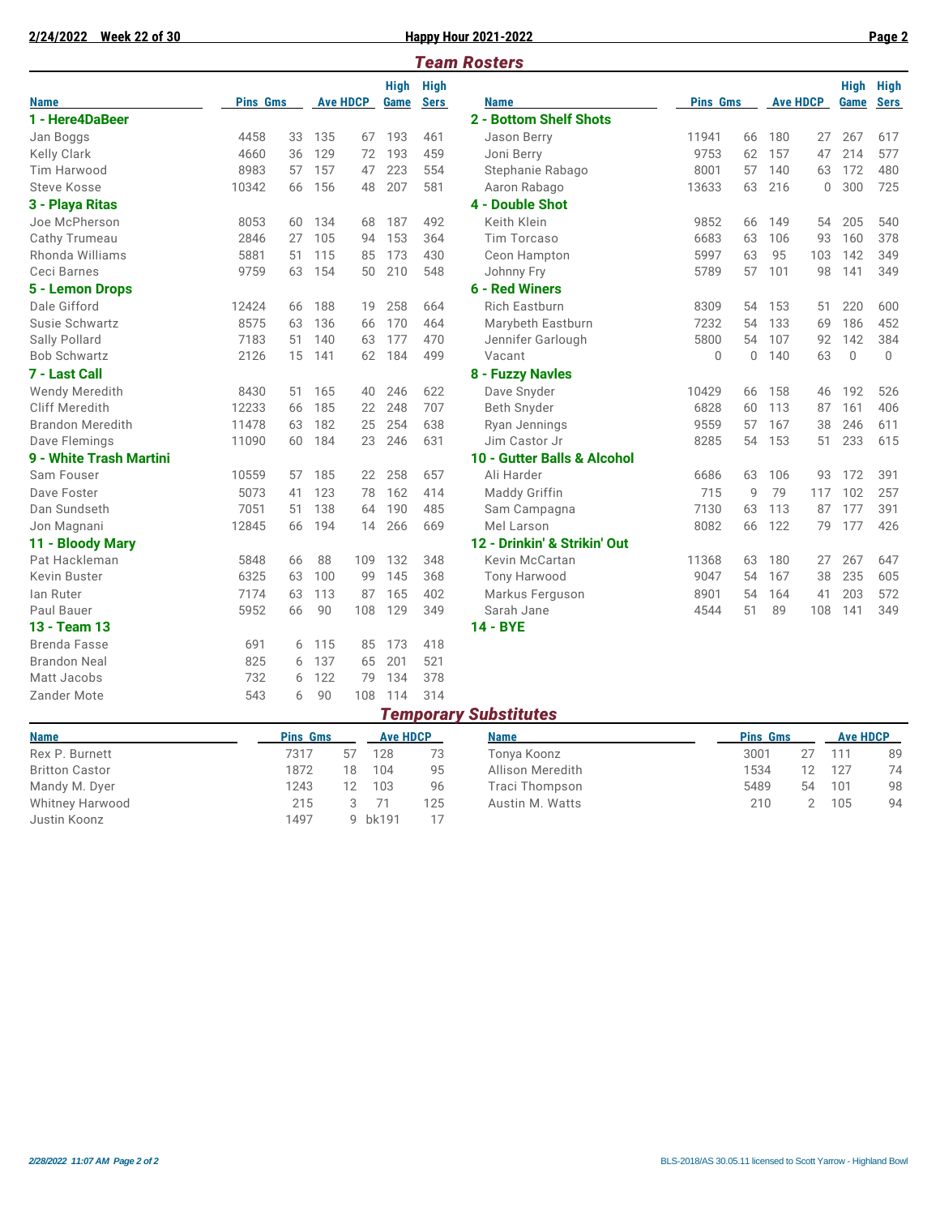## Team Rosters

| Name | Pins | Gms | Ave | HDCP | High Game | High Sers |
|---|---|---|---|---|---|---|
| **1 - Here4DaBeer** | | | | | | |
| Jan Boggs | 4458 | 33 | 135 | 67 | 193 | 461 |
| Kelly Clark | 4660 | 36 | 129 | 72 | 193 | 459 |
| Tim Harwood | 8983 | 57 | 157 | 47 | 223 | 554 |
| Steve Kosse | 10342 | 66 | 156 | 48 | 207 | 581 |
| **2 - Bottom Shelf Shots** | | | | | | |
| Jason Berry | 11941 | 66 | 180 | 27 | 267 | 617 |
| Joni Berry | 9753 | 62 | 157 | 47 | 214 | 577 |
| Stephanie Rabago | 8001 | 57 | 140 | 63 | 172 | 480 |
| Aaron Rabago | 13633 | 63 | 216 | 0 | 300 | 725 |
| **3 - Playa Ritas** | | | | | | |
| Joe McPherson | 8053 | 60 | 134 | 68 | 187 | 492 |
| Cathy Trumeau | 2846 | 27 | 105 | 94 | 153 | 364 |
| Rhonda Williams | 5881 | 51 | 115 | 85 | 173 | 430 |
| Ceci Barnes | 9759 | 63 | 154 | 50 | 210 | 548 |
| **4 - Double Shot** | | | | | | |
| Keith Klein | 9852 | 66 | 149 | 54 | 205 | 540 |
| Tim Torcaso | 6683 | 63 | 106 | 93 | 160 | 378 |
| Ceon Hampton | 5997 | 63 | 95 | 103 | 142 | 349 |
| Johnny Fry | 5789 | 57 | 101 | 98 | 141 | 349 |
| **5 - Lemon Drops** | | | | | | |
| Dale Gifford | 12424 | 66 | 188 | 19 | 258 | 664 |
| Susie Schwartz | 8575 | 63 | 136 | 66 | 170 | 464 |
| Sally Pollard | 7183 | 51 | 140 | 63 | 177 | 470 |
| Bob Schwartz | 2126 | 15 | 141 | 62 | 184 | 499 |
| **6 - Red Winers** | | | | | | |
| Rich Eastburn | 8309 | 54 | 153 | 51 | 220 | 600 |
| Marybeth Eastburn | 7232 | 54 | 133 | 69 | 186 | 452 |
| Jennifer Garlough | 5800 | 54 | 107 | 92 | 142 | 384 |
| Vacant | 0 | 0 | 140 | 63 | 0 | 0 |
| **7 - Last Call** | | | | | | |
| Wendy Meredith | 8430 | 51 | 165 | 40 | 246 | 622 |
| Cliff Meredith | 12233 | 66 | 185 | 22 | 248 | 707 |
| Brandon Meredith | 11478 | 63 | 182 | 25 | 254 | 638 |
| Dave Flemings | 11090 | 60 | 184 | 23 | 246 | 631 |
| **8 - Fuzzy Navles** | | | | | | |
| Dave Snyder | 10429 | 66 | 158 | 46 | 192 | 526 |
| Beth Snyder | 6828 | 60 | 113 | 87 | 161 | 406 |
| Ryan Jennings | 9559 | 57 | 167 | 38 | 246 | 611 |
| Jim Castor Jr | 8285 | 54 | 153 | 51 | 233 | 615 |
| **9 - White Trash Martini** | | | | | | |
| Sam Fouser | 10559 | 57 | 185 | 22 | 258 | 657 |
| Dave Foster | 5073 | 41 | 123 | 78 | 162 | 414 |
| Dan Sundseth | 7051 | 51 | 138 | 64 | 190 | 485 |
| Jon Magnani | 12845 | 66 | 194 | 14 | 266 | 669 |
| **10 - Gutter Balls & Alcohol** | | | | | | |
| Ali Harder | 6686 | 63 | 106 | 93 | 172 | 391 |
| Maddy Griffin | 715 | 9 | 79 | 117 | 102 | 257 |
| Sam Campagna | 7130 | 63 | 113 | 87 | 177 | 391 |
| Mel Larson | 8082 | 66 | 122 | 79 | 177 | 426 |
| **11 - Bloody Mary** | | | | | | |
| Pat Hackleman | 5848 | 66 | 88 | 109 | 132 | 348 |
| Kevin Buster | 6325 | 63 | 100 | 99 | 145 | 368 |
| Ian Ruter | 7174 | 63 | 113 | 87 | 165 | 402 |
| Paul Bauer | 5952 | 66 | 90 | 108 | 129 | 349 |
| **12 - Drinkin' & Strikin' Out** | | | | | | |
| Kevin McCartan | 11368 | 63 | 180 | 27 | 267 | 647 |
| Tony Harwood | 9047 | 54 | 167 | 38 | 235 | 605 |
| Markus Ferguson | 8901 | 54 | 164 | 41 | 203 | 572 |
| Sarah Jane | 4544 | 51 | 89 | 108 | 141 | 349 |
| **13 - Team 13** | | | | | | |
| Brenda Fasse | 691 | 6 | 115 | 85 | 173 | 418 |
| Brandon Neal | 825 | 6 | 137 | 65 | 201 | 521 |
| Matt Jacobs | 732 | 6 | 122 | 79 | 134 | 378 |
| Zander Mote | 543 | 6 | 90 | 108 | 114 | 314 |
| **14 - BYE** | | | | | | |

## Temporary Substitutes

| Name | Pins | Gms | Ave | HDCP |
|---|---|---|---|---|
| Rex P. Burnett | 7317 | 57 | 128 | 73 |
| Britton Castor | 1872 | 18 | 104 | 95 |
| Mandy M. Dyer | 1243 | 12 | 103 | 96 |
| Whitney Harwood | 215 | 3 | 71 | 125 |
| Justin Koonz | 1497 | 9 | bk191 | 17 |
| Tonya Koonz | 3001 | 27 | 111 | 89 |
| Allison Meredith | 1534 | 12 | 127 | 74 |
| Traci Thompson | 5489 | 54 | 101 | 98 |
| Austin M. Watts | 210 | 2 | 105 | 94 |